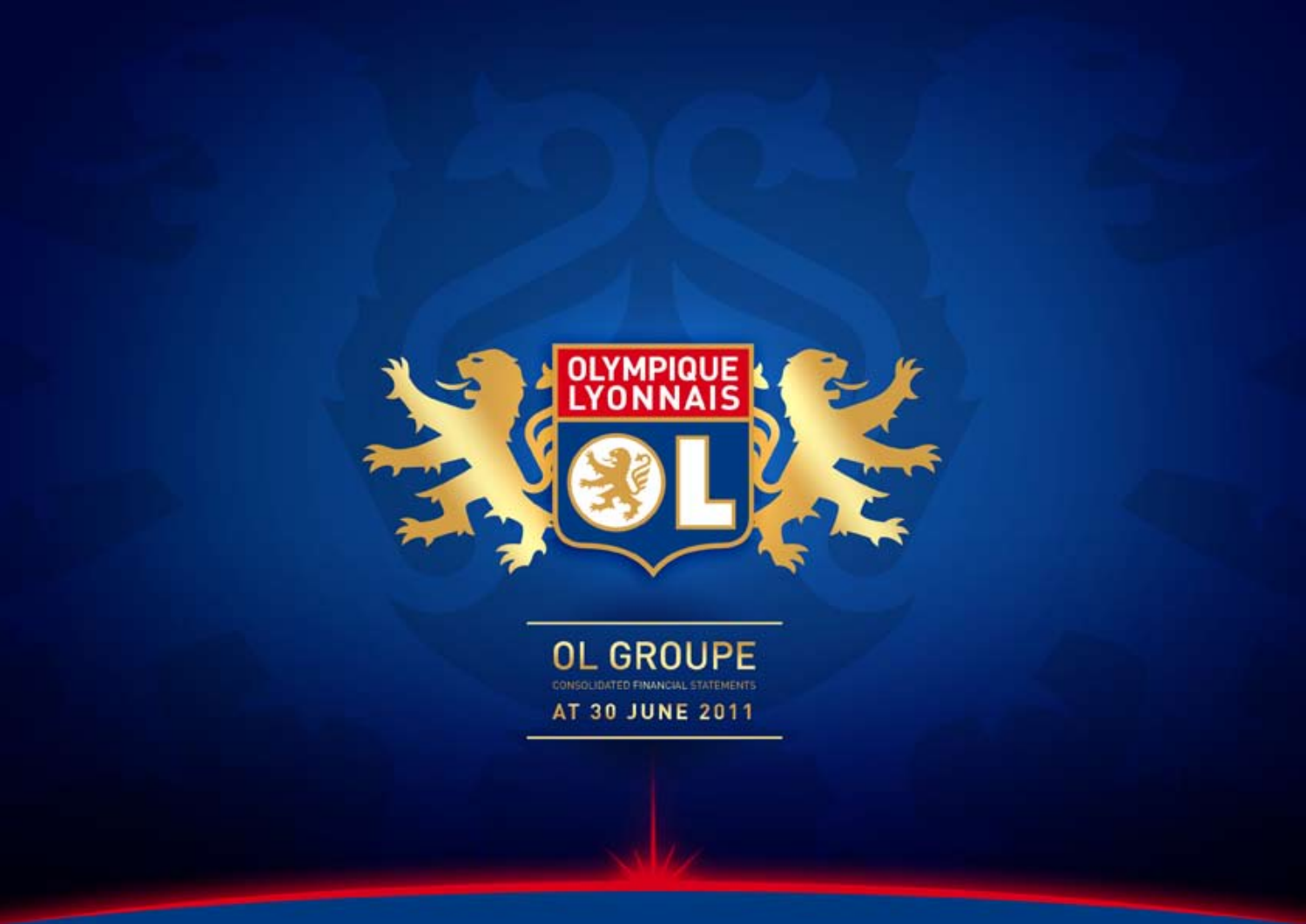OLYMPIQUE LYONNAIS

# OL GROUPE

CONSOLIDATED FINANCIAL STATEMENTS

AT 30 JUNE 2011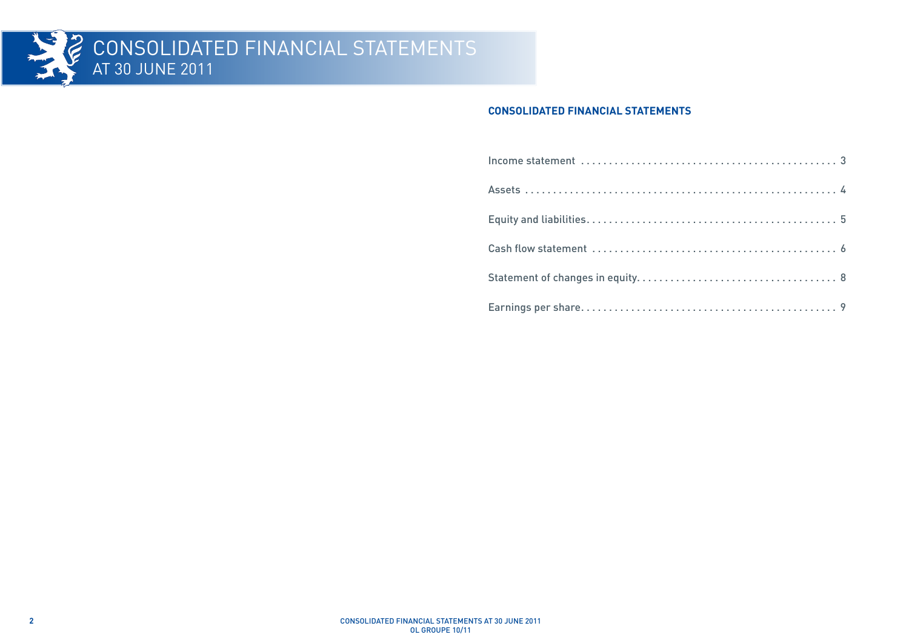# CONSOLIDATED FINANCIAL STATEMENTS AT 30 JUNE 2011

## CONSOLIDATED FINANCIAL STATEMENTS

| | |
|---|---|
| Income statement | 3 |
| Assets | 4 |
| Equity and liabilities | 5 |
| Cash flow statement | 6 |
| Statement of changes in equity | 8 |
| Earnings per share | 9 |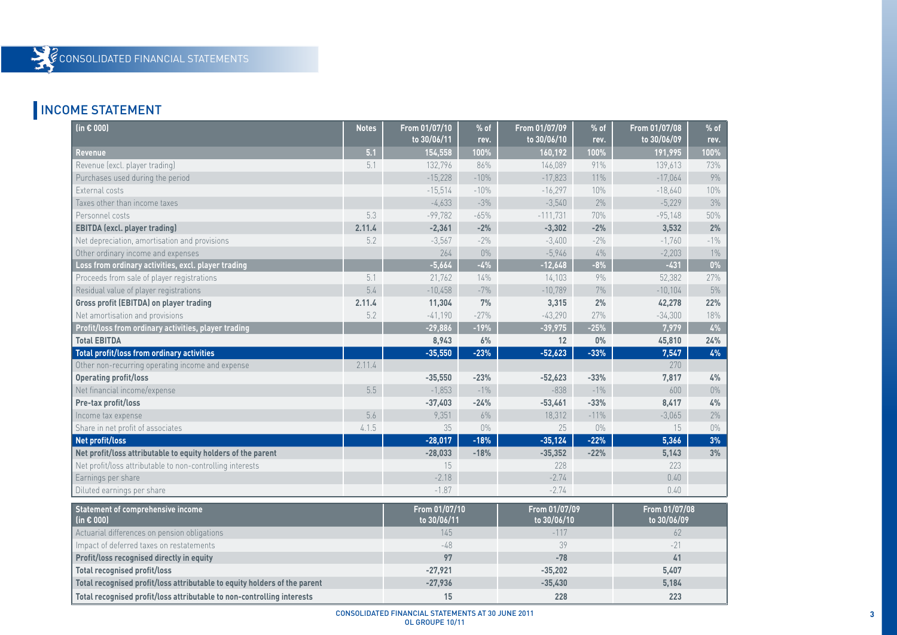## INCOME STATEMENT

| (in € 000) | Notes | From 01/07/10 to 30/06/11 | % of rev. | From 01/07/09 to 30/06/10 | % of rev. | From 01/07/08 to 30/06/09 | % of rev. |
|---|---|---|---|---|---|---|---|
| **Revenue** | **5.1** | **154,558** | **100%** | **160,192** | **100%** | **191,995** | **100%** |
| Revenue (excl. player trading) | 5.1 | 132,796 | 86% | 146,089 | 91% | 139,613 | 73% |
| Purchases used during the period | | -15,228 | -10% | -17,823 | 11% | -17,064 | 9% |
| External costs | | -15,514 | -10% | -16,297 | 10% | -18,640 | 10% |
| Taxes other than income taxes | | -4,633 | -3% | -3,540 | 2% | -5,229 | 3% |
| Personnel costs | 5.3 | -99,782 | -65% | -111,731 | 70% | -95,148 | 50% |
| **EBITDA (excl. player trading)** | **2.11.4** | **-2,361** | **-2%** | **-3,302** | **-2%** | **3,532** | **2%** |
| Net depreciation, amortisation and provisions | 5.2 | -3,567 | -2% | -3,400 | -2% | -1,760 | -1% |
| Other ordinary income and expenses | | 264 | 0% | -5,946 | 4% | -2,203 | 1% |
| **Loss from ordinary activities, excl. player trading** | | **-5,664** | **-4%** | **-12,648** | **-8%** | **-431** | **0%** |
| Proceeds from sale of player registrations | 5.1 | 21,762 | 14% | 14,103 | 9% | 52,382 | 27% |
| Residual value of player registrations | 5.4 | -10,458 | -7% | -10,789 | 7% | -10,104 | 5% |
| **Gross profit (EBITDA) on player trading** | **2.11.4** | **11,304** | **7%** | **3,315** | **2%** | **42,278** | **22%** |
| Net amortisation and provisions | 5.2 | -41,190 | -27% | -43,290 | 27% | -34,300 | 18% |
| **Profit/loss from ordinary activities, player trading** | | **-29,886** | **-19%** | **-39,975** | **-25%** | **7,979** | **4%** |
| **Total EBITDA** | | **8,943** | **6%** | **12** | **0%** | **45,810** | **24%** |
| **Total profit/loss from ordinary activities** | | **-35,550** | **-23%** | **-52,623** | **-33%** | **7,547** | **4%** |
| Other non-recurring operating income and expense | 2.11.4 | | | | | 270 | |
| **Operating profit/loss** | | **-35,550** | **-23%** | **-52,623** | **-33%** | **7,817** | **4%** |
| Net financial income/expense | 5.5 | -1,853 | -1% | -838 | -1% | 600 | 0% |
| **Pre-tax profit/loss** | | **-37,403** | **-24%** | **-53,461** | **-33%** | **8,417** | **4%** |
| Income tax expense | 5.6 | 9,351 | 6% | 18,312 | -11% | -3,065 | 2% |
| Share in net profit of associates | 4.1.5 | 35 | 0% | 25 | 0% | 15 | 0% |
| **Net profit/loss** | | **-28,017** | **-18%** | **-35,124** | **-22%** | **5,366** | **3%** |
| **Net profit/loss attributable to equity holders of the parent** | | **-28,033** | **-18%** | **-35,352** | **-22%** | **5,143** | **3%** |
| Net profit/loss attributable to non-controlling interests | | 15 | | 228 | | 223 | |
| Earnings per share | | -2.18 | | -2.74 | | 0.40 | |
| Diluted earnings per share | | -1.87 | | -2.74 | | 0.40 | |

| Statement of comprehensive income (in € 000) | From 01/07/10 to 30/06/11 | From 01/07/09 to 30/06/10 | From 01/07/08 to 30/06/09 |
|---|---|---|---|
| Actuarial differences on pension obligations | 145 | -117 | 62 |
| Impact of deferred taxes on restatements | -48 | 39 | -21 |
| **Profit/loss recognised directly in equity** | **97** | **-78** | **41** |
| **Total recognised profit/loss** | **-27,921** | **-35,202** | **5,407** |
| **Total recognised profit/loss attributable to equity holders of the parent** | **-27,936** | **-35,430** | **5,184** |
| **Total recognised profit/loss attributable to non-controlling interests** | **15** | **228** | **223** |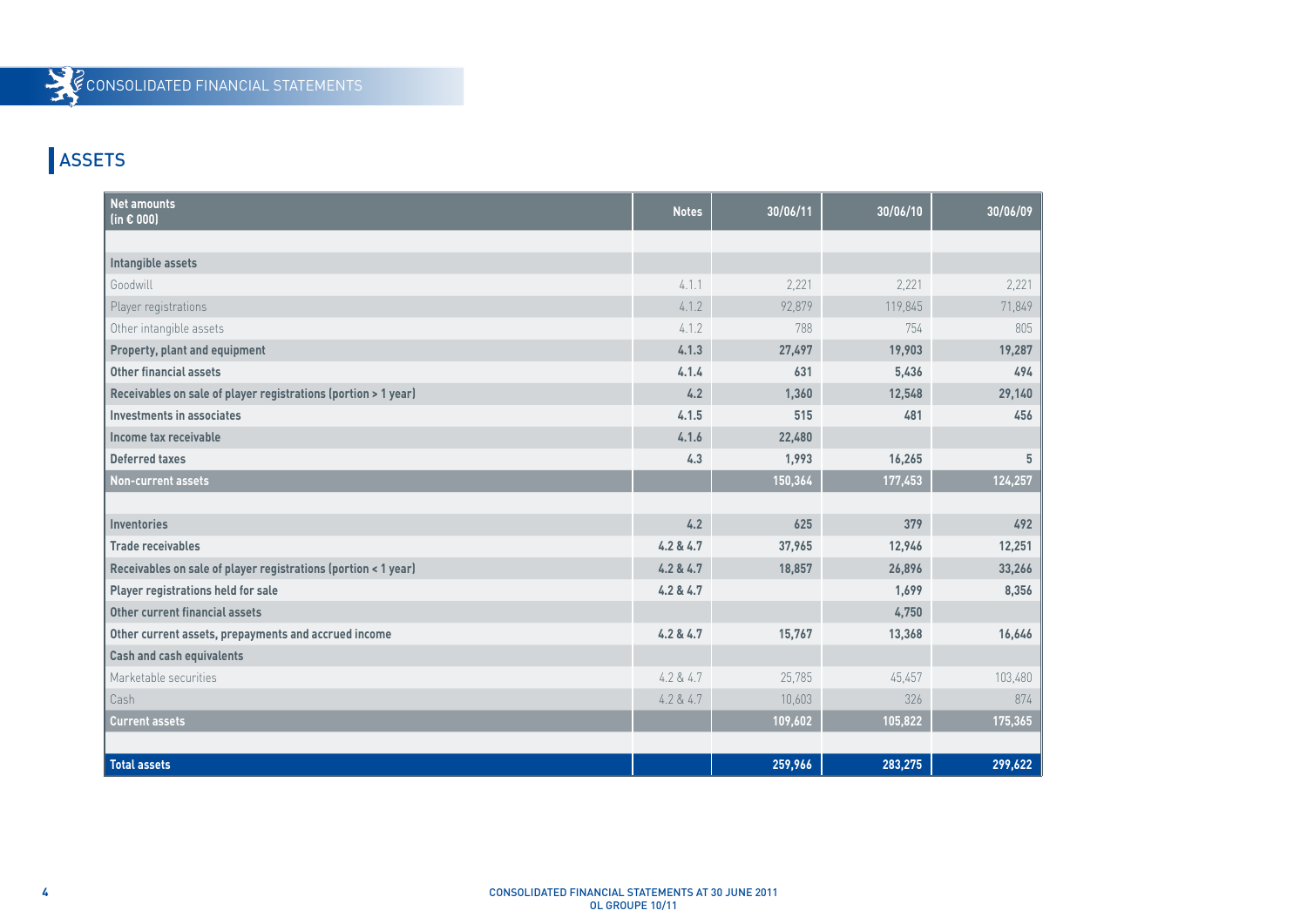## ASSETS

| Net amounts (in € 000) | Notes | 30/06/11 | 30/06/10 | 30/06/09 |
|---|---|---|---|---|
| | | | | |
| **Intangible assets** | | | | |
| Goodwill | 4.1.1 | 2,221 | 2,221 | 2,221 |
| Player registrations | 4.1.2 | 92,879 | 119,845 | 71,849 |
| Other intangible assets | 4.1.2 | 788 | 754 | 805 |
| **Property, plant and equipment** | **4.1.3** | **27,497** | **19,903** | **19,287** |
| **Other financial assets** | **4.1.4** | **631** | **5,436** | **494** |
| **Receivables on sale of player registrations (portion > 1 year)** | **4.2** | **1,360** | **12,548** | **29,140** |
| **Investments in associates** | **4.1.5** | **515** | **481** | **456** |
| **Income tax receivable** | **4.1.6** | **22,480** | | |
| **Deferred taxes** | **4.3** | **1,993** | **16,265** | **5** |
| **Non-current assets** | | **150,364** | **177,453** | **124,257** |
| | | | | |
| **Inventories** | **4.2** | **625** | **379** | **492** |
| **Trade receivables** | **4.2 & 4.7** | **37,965** | **12,946** | **12,251** |
| **Receivables on sale of player registrations (portion < 1 year)** | **4.2 & 4.7** | **18,857** | **26,896** | **33,266** |
| **Player registrations held for sale** | **4.2 & 4.7** | | **1,699** | **8,356** |
| **Other current financial assets** | | | **4,750** | |
| **Other current assets, prepayments and accrued income** | **4.2 & 4.7** | **15,767** | **13,368** | **16,646** |
| **Cash and cash equivalents** | | | | |
| Marketable securities | 4.2 & 4.7 | 25,785 | 45,457 | 103,480 |
| Cash | 4.2 & 4.7 | 10,603 | 326 | 874 |
| **Current assets** | | **109,602** | **105,822** | **175,365** |
| | | | | |
| **Total assets** | | **259,966** | **283,275** | **299,622** |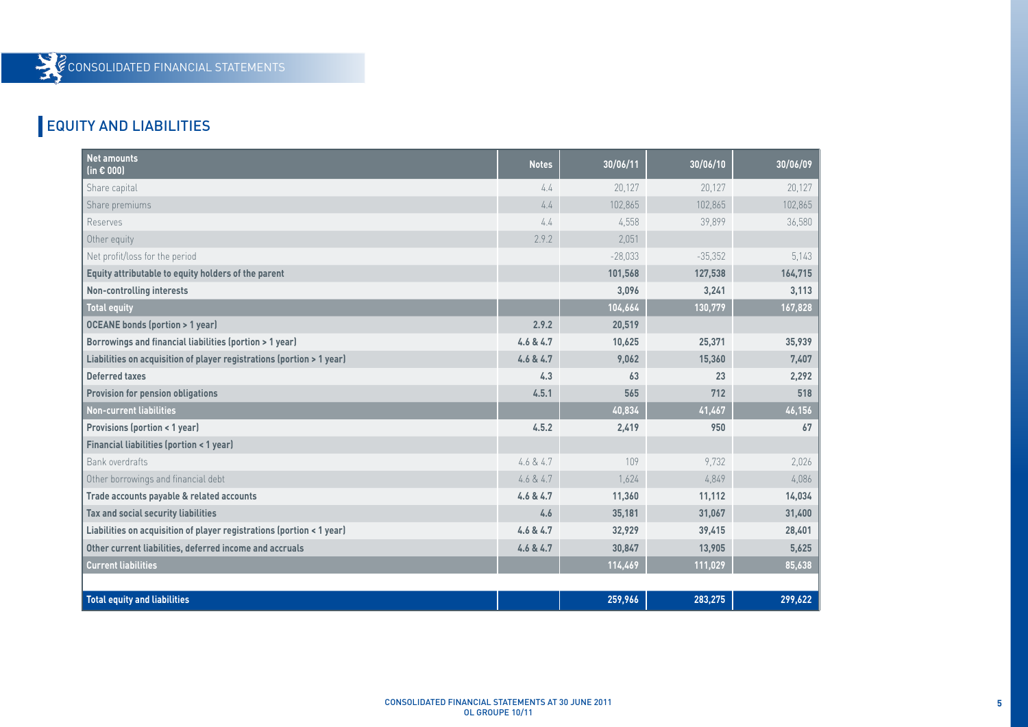## EQUITY AND LIABILITIES

| Net amounts (in € 000) | Notes | 30/06/11 | 30/06/10 | 30/06/09 |
|---|---|---|---|---|
| Share capital | 4.4 | 20,127 | 20,127 | 20,127 |
| Share premiums | 4.4 | 102,865 | 102,865 | 102,865 |
| Reserves | 4.4 | 4,558 | 39,899 | 36,580 |
| Other equity | 2.9.2 | 2,051 | | |
| Net profit/loss for the period | | -28,033 | -35,352 | 5,143 |
| **Equity attributable to equity holders of the parent** | | **101,568** | **127,538** | **164,715** |
| **Non-controlling interests** | | **3,096** | **3,241** | **3,113** |
| **Total equity** | | **104,664** | **130,779** | **167,828** |
| **OCEANE bonds (portion > 1 year)** | **2.9.2** | **20,519** | | |
| **Borrowings and financial liabilities (portion > 1 year)** | **4.6 & 4.7** | **10,625** | **25,371** | **35,939** |
| **Liabilities on acquisition of player registrations (portion > 1 year)** | **4.6 & 4.7** | **9,062** | **15,360** | **7,407** |
| **Deferred taxes** | **4.3** | **63** | **23** | **2,292** |
| **Provision for pension obligations** | **4.5.1** | **565** | **712** | **518** |
| **Non-current liabilities** | | **40,834** | **41,467** | **46,156** |
| **Provisions (portion < 1 year)** | **4.5.2** | **2,419** | **950** | **67** |
| **Financial liabilities (portion < 1 year)** | | | | |
| Bank overdrafts | 4.6 & 4.7 | 109 | 9,732 | 2,026 |
| Other borrowings and financial debt | 4.6 & 4.7 | 1,624 | 4,849 | 4,086 |
| **Trade accounts payable & related accounts** | **4.6 & 4.7** | **11,360** | **11,112** | **14,034** |
| **Tax and social security liabilities** | **4.6** | **35,181** | **31,067** | **31,400** |
| **Liabilities on acquisition of player registrations (portion < 1 year)** | **4.6 & 4.7** | **32,929** | **39,415** | **28,401** |
| **Other current liabilities, deferred income and accruals** | **4.6 & 4.7** | **30,847** | **13,905** | **5,625** |
| **Current liabilities** | | **114,469** | **111,029** | **85,638** |
| | | | | |
| **Total equity and liabilities** | | **259,966** | **283,275** | **299,622** |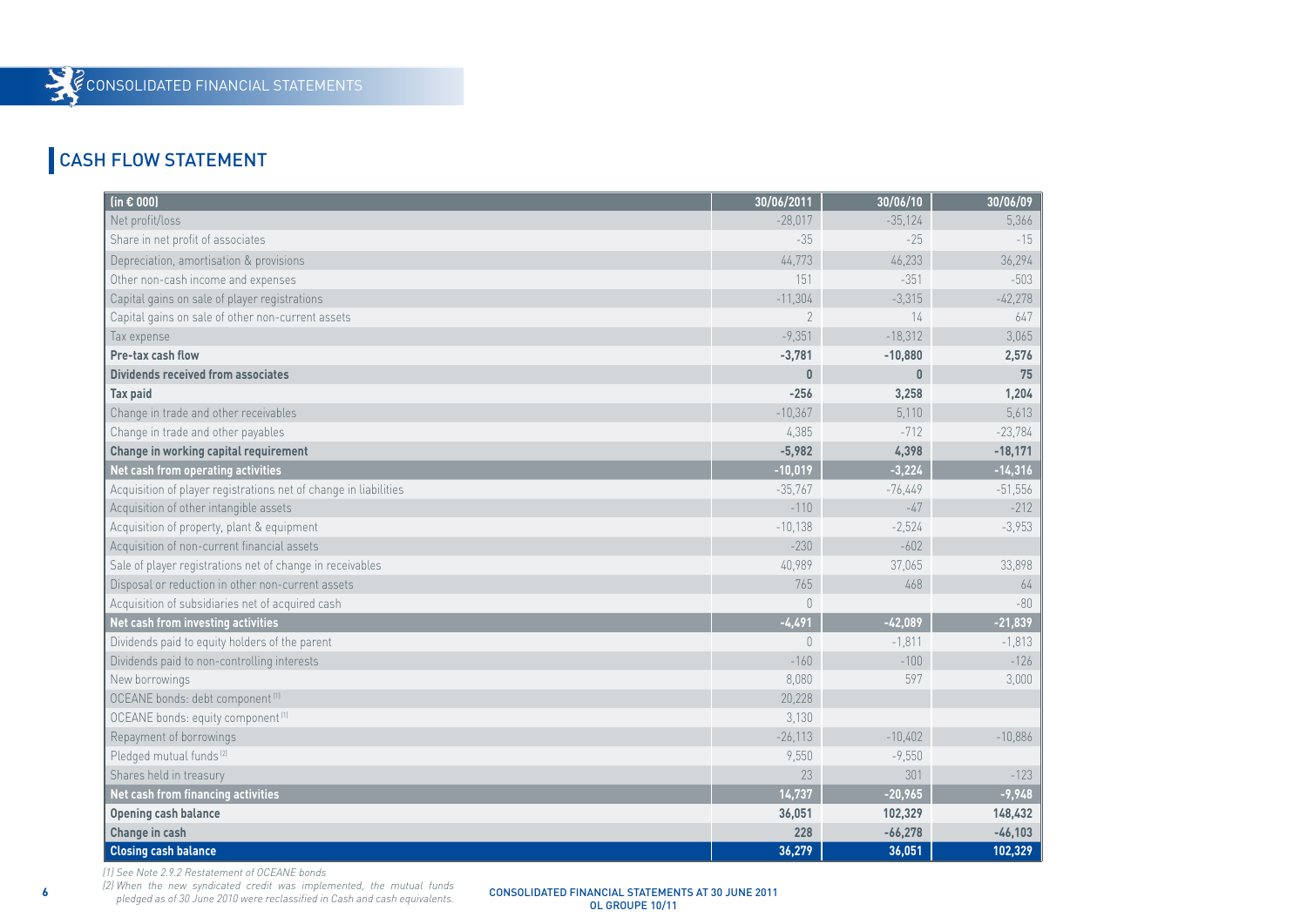## CASH FLOW STATEMENT

| (in € 000) | 30/06/2011 | 30/06/10 | 30/06/09 |
|---|---|---|---|
| Net profit/loss | -28,017 | -35,124 | 5,366 |
| Share in net profit of associates | -35 | -25 | -15 |
| Depreciation, amortisation & provisions | 44,773 | 46,233 | 36,294 |
| Other non-cash income and expenses | 151 | -351 | -503 |
| Capital gains on sale of player registrations | -11,304 | -3,315 | -42,278 |
| Capital gains on sale of other non-current assets | 2 | 14 | 647 |
| Tax expense | -9,351 | -18,312 | 3,065 |
| **Pre-tax cash flow** | **-3,781** | **-10,880** | **2,576** |
| **Dividends received from associates** | **0** | **0** | **75** |
| **Tax paid** | **-256** | **3,258** | **1,204** |
| Change in trade and other receivables | -10,367 | 5,110 | 5,613 |
| Change in trade and other payables | 4,385 | -712 | -23,784 |
| **Change in working capital requirement** | **-5,982** | **4,398** | **-18,171** |
| **Net cash from operating activities** | **-10,019** | **-3,224** | **-14,316** |
| Acquisition of player registrations net of change in liabilities | -35,767 | -76,449 | -51,556 |
| Acquisition of other intangible assets | -110 | -47 | -212 |
| Acquisition of property, plant & equipment | -10,138 | -2,524 | -3,953 |
| Acquisition of non-current financial assets | -230 | -602 | |
| Sale of player registrations net of change in receivables | 40,989 | 37,065 | 33,898 |
| Disposal or reduction in other non-current assets | 765 | 468 | 64 |
| Acquisition of subsidiaries net of acquired cash | 0 | | -80 |
| **Net cash from investing activities** | **-4,491** | **-42,089** | **-21,839** |
| Dividends paid to equity holders of the parent | 0 | -1,811 | -1,813 |
| Dividends paid to non-controlling interests | -160 | -100 | -126 |
| New borrowings | 8,080 | 597 | 3,000 |
| OCEANE bonds: debt component [1] | 20,228 | | |
| OCEANE bonds: equity component [1] | 3,130 | | |
| Repayment of borrowings | -26,113 | -10,402 | -10,886 |
| Pledged mutual funds [2] | 9,550 | -9,550 | |
| Shares held in treasury | 23 | 301 | -123 |
| **Net cash from financing activities** | **14,737** | **-20,965** | **-9,948** |
| **Opening cash balance** | **36,051** | **102,329** | **148,432** |
| **Change in cash** | **228** | **-66,278** | **-46,103** |
| **Closing cash balance** | **36,279** | **36,051** | **102,329** |

*(1) See Note 2.9.2 Restatement of OCEANE bonds*

*(2) When the new syndicated credit was implemented, the mutual funds pledged as of 30 June 2010 were reclassified in Cash and cash equivalents.*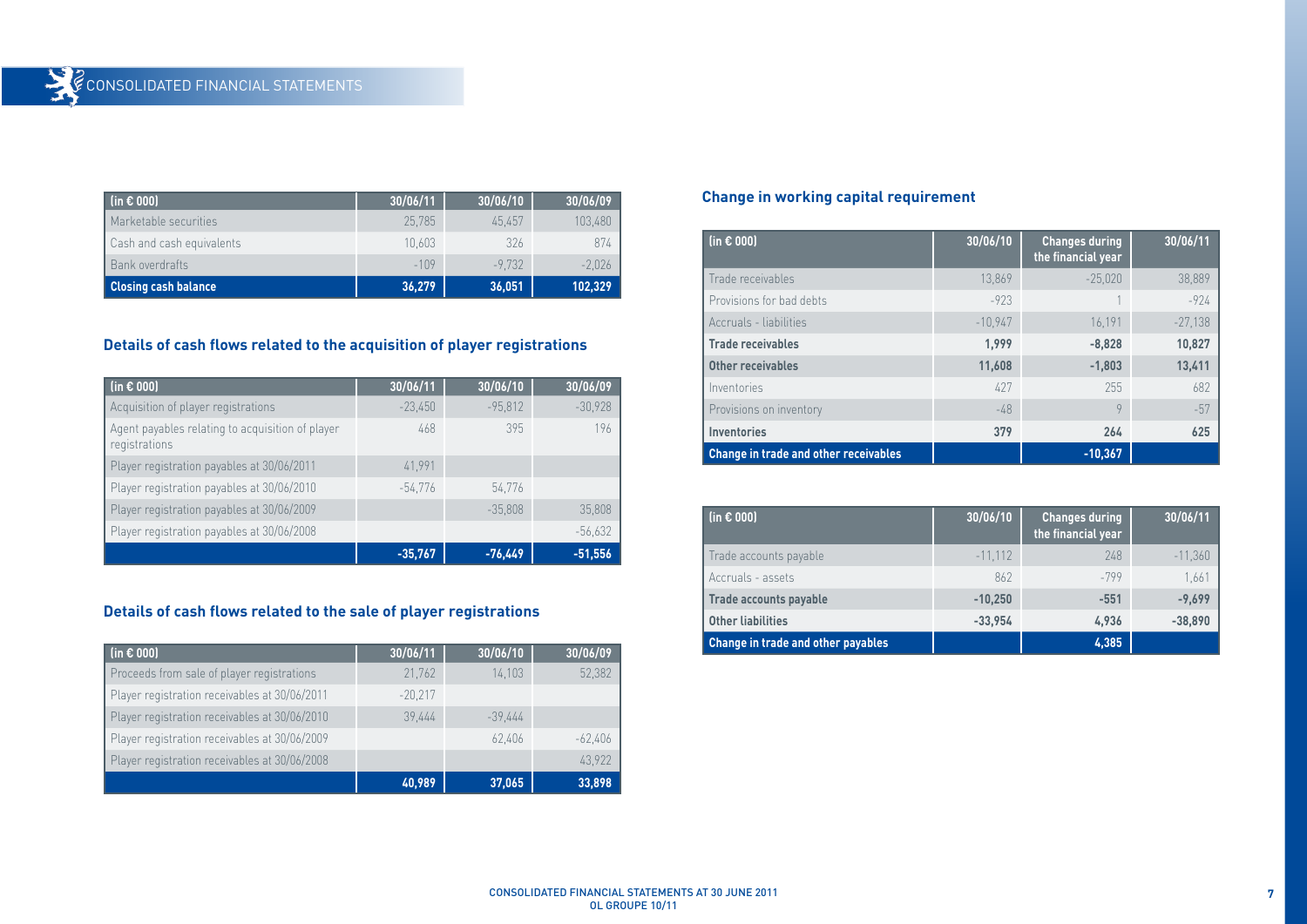| (in € 000) | 30/06/11 | 30/06/10 | 30/06/09 |
|---|---|---|---|
| Marketable securities | 25,785 | 45,457 | 103,480 |
| Cash and cash equivalents | 10,603 | 326 | 874 |
| Bank overdrafts | -109 | -9,732 | -2,026 |
| **Closing cash balance** | **36,279** | **36,051** | **102,329** |

## Details of cash flows related to the acquisition of player registrations

| (in € 000) | 30/06/11 | 30/06/10 | 30/06/09 |
|---|---|---|---|
| Acquisition of player registrations | -23,450 | -95,812 | -30,928 |
| Agent payables relating to acquisition of player registrations | 468 | 395 | 196 |
| Player registration payables at 30/06/2011 | 41,991 | | |
| Player registration payables at 30/06/2010 | -54,776 | 54,776 | |
| Player registration payables at 30/06/2009 | | -35,808 | 35,808 |
| Player registration payables at 30/06/2008 | | | -56,632 |
| | **-35,767** | **-76,449** | **-51,556** |

## Details of cash flows related to the sale of player registrations

| (in € 000) | 30/06/11 | 30/06/10 | 30/06/09 |
|---|---|---|---|
| Proceeds from sale of player registrations | 21,762 | 14,103 | 52,382 |
| Player registration receivables at 30/06/2011 | -20,217 | | |
| Player registration receivables at 30/06/2010 | 39,444 | -39,444 | |
| Player registration receivables at 30/06/2009 | | 62,406 | -62,406 |
| Player registration receivables at 30/06/2008 | | | 43,922 |
| | **40,989** | **37,065** | **33,898** |

## Change in working capital requirement

| (in € 000) | 30/06/10 | Changes during the financial year | 30/06/11 |
|---|---|---|---|
| Trade receivables | 13,869 | -25,020 | 38,889 |
| Provisions for bad debts | -923 | 1 | -924 |
| Accruals - liabilities | -10,947 | 16,191 | -27,138 |
| **Trade receivables** | **1,999** | **-8,828** | **10,827** |
| **Other receivables** | **11,608** | **-1,803** | **13,411** |
| Inventories | 427 | 255 | 682 |
| Provisions on inventory | -48 | 9 | -57 |
| **Inventories** | **379** | **264** | **625** |
| **Change in trade and other receivables** | | **-10,367** | |

| (in € 000) | 30/06/10 | Changes during the financial year | 30/06/11 |
|---|---|---|---|
| Trade accounts payable | -11,112 | 248 | -11,360 |
| Accruals - assets | 862 | -799 | 1,661 |
| **Trade accounts payable** | **-10,250** | **-551** | **-9,699** |
| **Other liabilities** | **-33,954** | **4,936** | **-38,890** |
| **Change in trade and other payables** | | **4,385** | |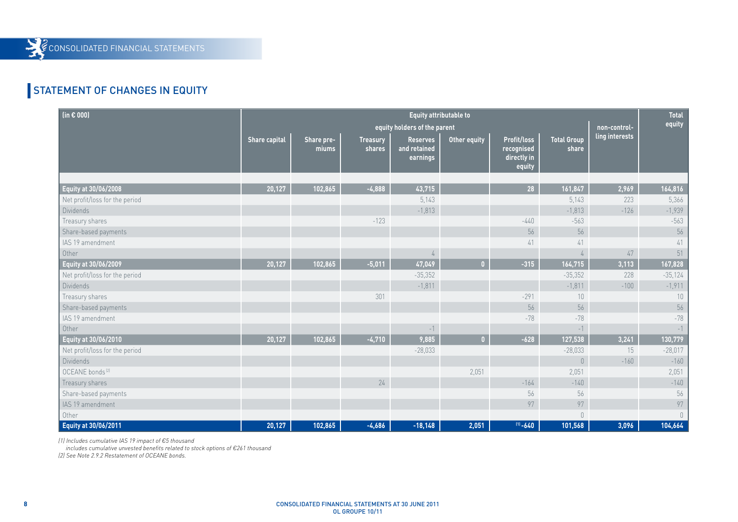## STATEMENT OF CHANGES IN EQUITY

| (in € 000) | Equity attributable to | | | | | | | | Total equity |
|---|---|---|---|---|---|---|---|---|---|
| | equity holders of the parent | | | | | | | non-controlling interests | |
| | Share capital | Share premiums | Treasury shares | Reserves and retained earnings | Other equity | Profit/loss recognised directly in equity | Total Group share | | |
| **Equity at 30/06/2008** | **20,127** | **102,865** | **-4,888** | **43,715** | | **28** | **161,847** | **2,969** | **164,816** |
| Net profit/loss for the period | | | | 5,143 | | | 5,143 | 223 | 5,366 |
| Dividends | | | | -1,813 | | | -1,813 | -126 | -1,939 |
| Treasury shares | | | -123 | | | -440 | -563 | | -563 |
| Share-based payments | | | | | | 56 | 56 | | 56 |
| IAS 19 amendment | | | | | | 41 | 41 | | 41 |
| Other | | | | 4 | | | 4 | 47 | 51 |
| **Equity at 30/06/2009** | **20,127** | **102,865** | **-5,011** | **47,049** | **0** | **-315** | **164,715** | **3,113** | **167,828** |
| Net profit/loss for the period | | | | -35,352 | | | -35,352 | 228 | -35,124 |
| Dividends | | | | -1,811 | | | -1,811 | -100 | -1,911 |
| Treasury shares | | | 301 | | | -291 | 10 | | 10 |
| Share-based payments | | | | | | 56 | 56 | | 56 |
| IAS 19 amendment | | | | | | -78 | -78 | | -78 |
| Other | | | | -1 | | | -1 | | -1 |
| **Equity at 30/06/2010** | **20,127** | **102,865** | **-4,710** | **9,885** | **0** | **-628** | **127,538** | **3,241** | **130,779** |
| Net profit/loss for the period | | | | -28,033 | | | -28,033 | 15 | -28,017 |
| Dividends | | | | | | | 0 | -160 | -160 |
| OCEANE bonds [2] | | | | | 2,051 | | 2,051 | | 2,051 |
| Treasury shares | | | 24 | | | -164 | -140 | | -140 |
| Share-based payments | | | | | | 56 | 56 | | 56 |
| IAS 19 amendment | | | | | | 97 | 97 | | 97 |
| Other | | | | | | | 0 | | 0 |
| **Equity at 30/06/2011** | **20,127** | **102,865** | **-4,686** | **-18,148** | **2,051** | **[1] -640** | **101,568** | **3,096** | **104,664** |

*(1) Includes cumulative IAS 19 impact of €5 thousand*
*includes cumulative unvested benefits related to stock options of €261 thousand*
*(2) See Note 2.9.2 Restatement of OCEANE bonds.*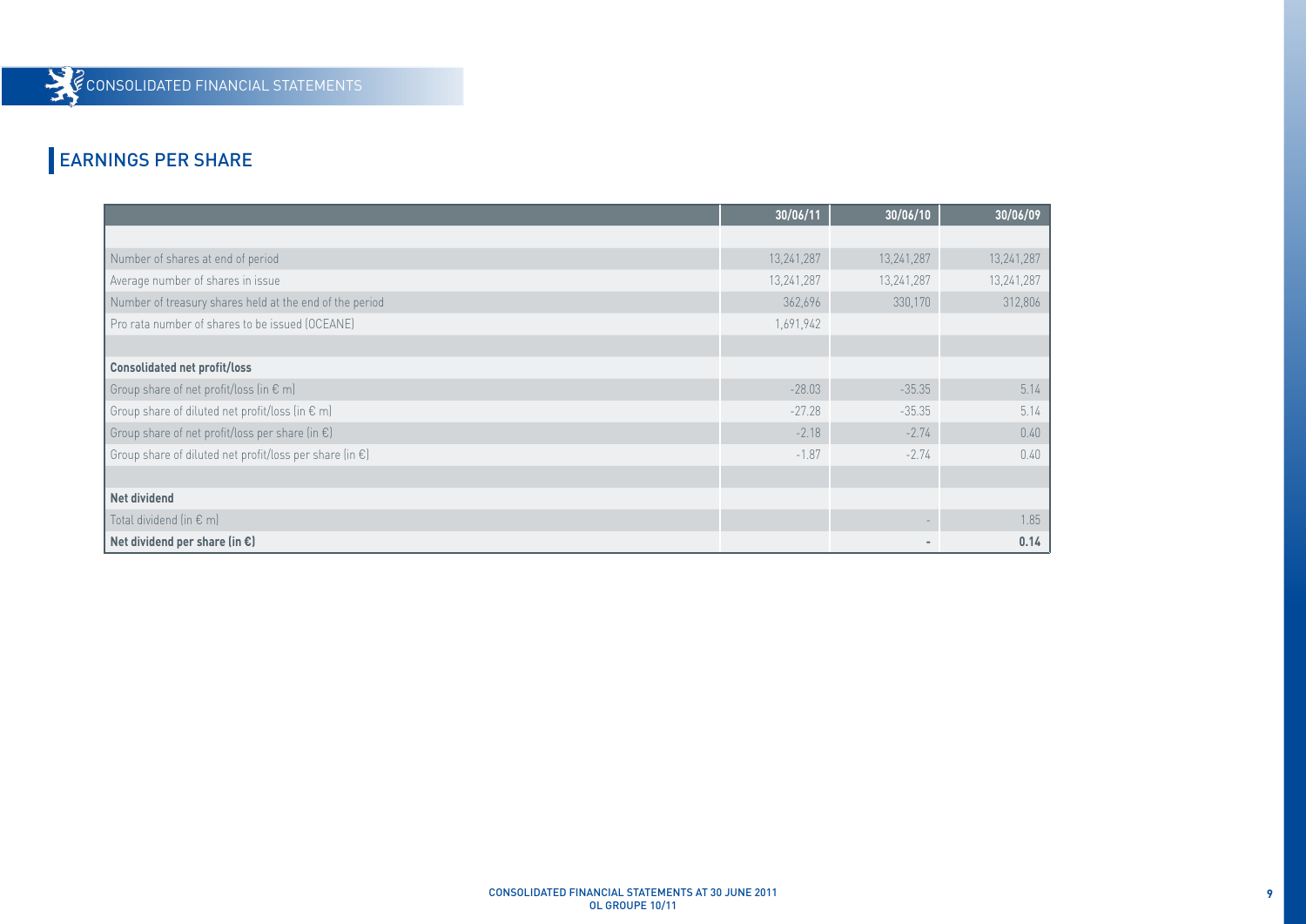## EARNINGS PER SHARE

| | 30/06/11 | 30/06/10 | 30/06/09 |
|---|---|---|---|
| | | | |
| Number of shares at end of period | 13,241,287 | 13,241,287 | 13,241,287 |
| Average number of shares in issue | 13,241,287 | 13,241,287 | 13,241,287 |
| Number of treasury shares held at the end of the period | 362,696 | 330,170 | 312,806 |
| Pro rata number of shares to be issued (OCEANE) | 1,691,942 | | |
| | | | |
| **Consolidated net profit/loss** | | | |
| Group share of net profit/loss (in € m) | -28.03 | -35.35 | 5.14 |
| Group share of diluted net profit/loss (in € m) | -27.28 | -35.35 | 5.14 |
| Group share of net profit/loss per share (in €) | -2.18 | -2.74 | 0.40 |
| Group share of diluted net profit/loss per share (in €) | -1.87 | -2.74 | 0.40 |
| | | | |
| **Net dividend** | | | |
| Total dividend (in € m) | | - | 1.85 |
| **Net dividend per share (in €)** | | **-** | **0.14** |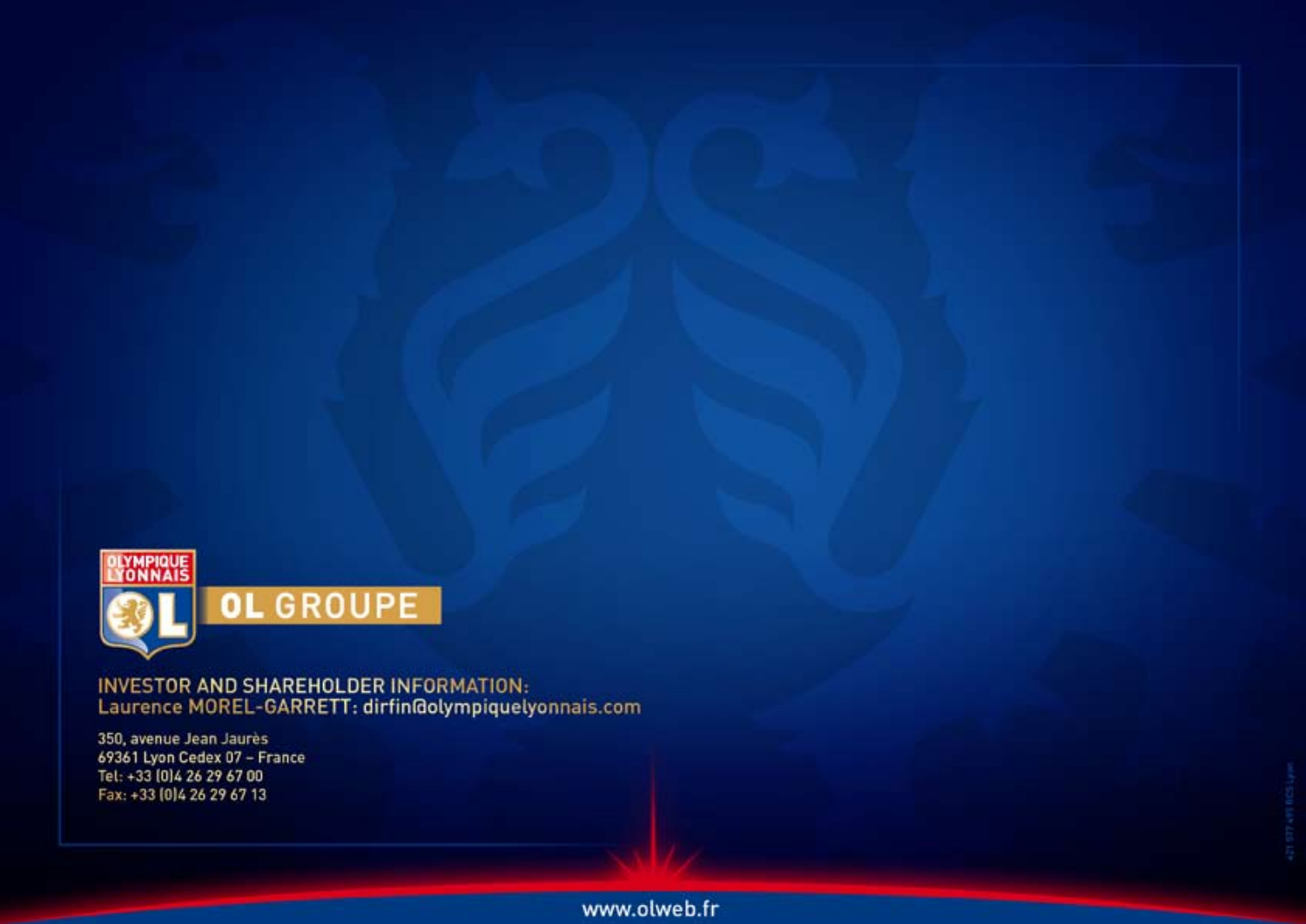OLYMPIQUE LYONNAIS

OL GROUPE

**INVESTOR AND SHAREHOLDER INFORMATION:**
**Laurence MOREL-GARRETT: dirfin@olympiquelyonnais.com**

350, avenue Jean Jaurès
69361 Lyon Cedex 07 – France
Tel: +33 (0)4 26 29 67 00
Fax: +33 (0)4 26 29 67 13

www.olweb.fr